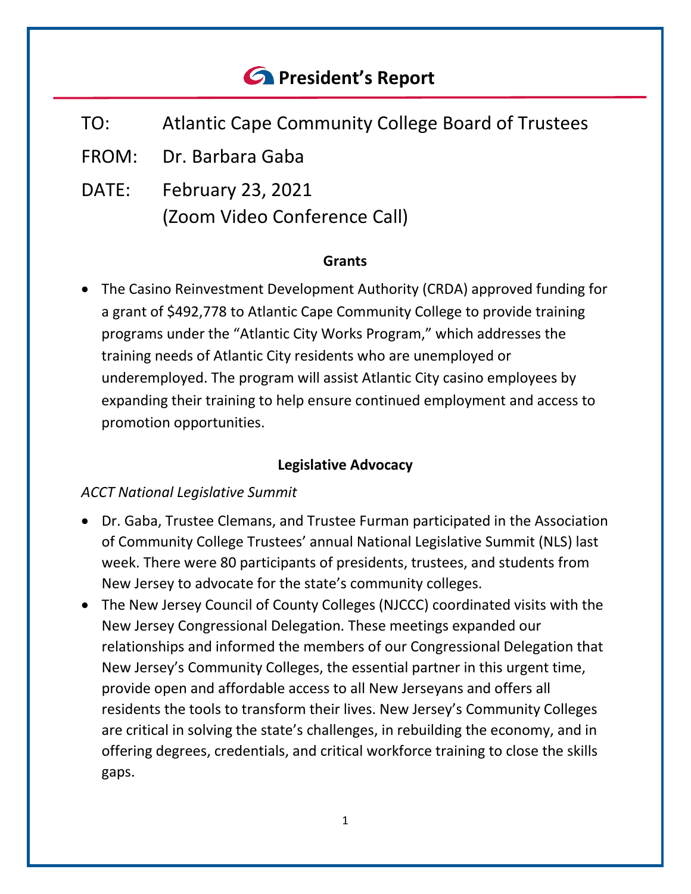# President's Report

TO: Atlantic Cape Community College Board of Trustees

FROM: Dr. Barbara Gaba

DATE: February 23, 2021
(Zoom Video Conference Call)

## Grants

- The Casino Reinvestment Development Authority (CRDA) approved funding for a grant of $492,778 to Atlantic Cape Community College to provide training programs under the "Atlantic City Works Program," which addresses the training needs of Atlantic City residents who are unemployed or underemployed. The program will assist Atlantic City casino employees by expanding their training to help ensure continued employment and access to promotion opportunities.

## Legislative Advocacy

*ACCT National Legislative Summit*

- Dr. Gaba, Trustee Clemans, and Trustee Furman participated in the Association of Community College Trustees' annual National Legislative Summit (NLS) last week. There were 80 participants of presidents, trustees, and students from New Jersey to advocate for the state's community colleges.
- The New Jersey Council of County Colleges (NJCCC) coordinated visits with the New Jersey Congressional Delegation. These meetings expanded our relationships and informed the members of our Congressional Delegation that New Jersey's Community Colleges, the essential partner in this urgent time, provide open and affordable access to all New Jerseyans and offers all residents the tools to transform their lives. New Jersey's Community Colleges are critical in solving the state's challenges, in rebuilding the economy, and in offering degrees, credentials, and critical workforce training to close the skills gaps.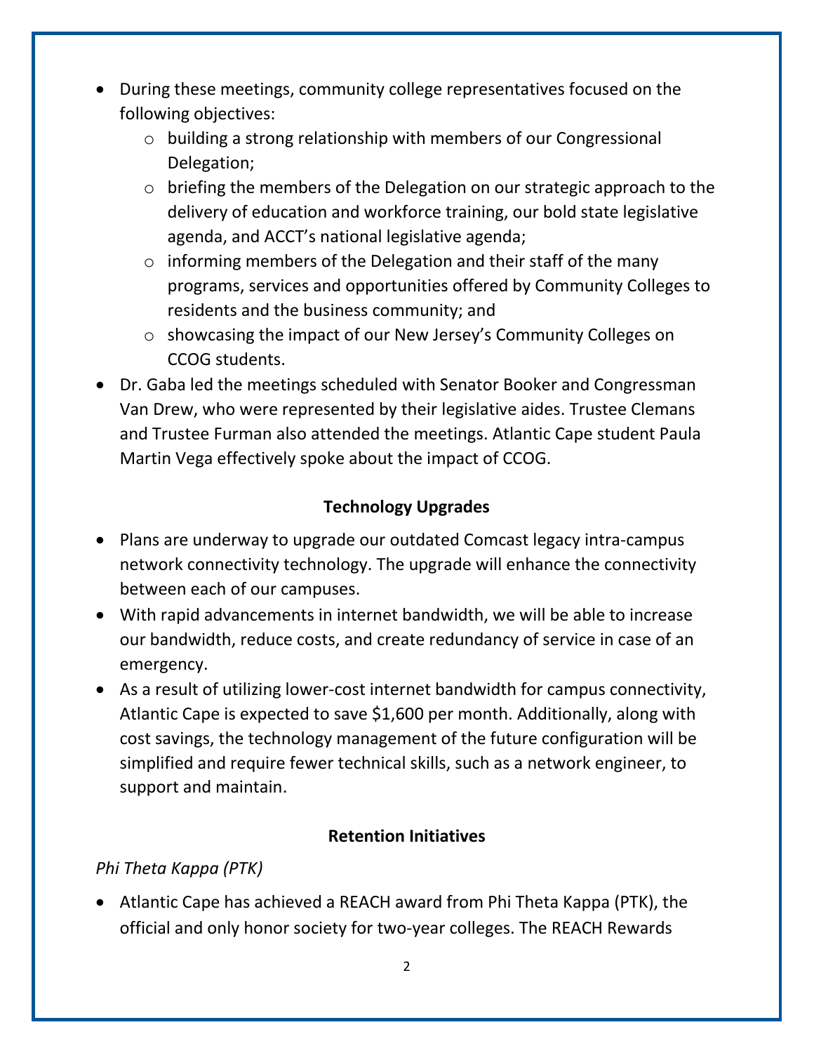- During these meetings, community college representatives focused on the following objectives:
    - building a strong relationship with members of our Congressional Delegation;
    - briefing the members of the Delegation on our strategic approach to the delivery of education and workforce training, our bold state legislative agenda, and ACCT's national legislative agenda;
    - informing members of the Delegation and their staff of the many programs, services and opportunities offered by Community Colleges to residents and the business community; and
    - showcasing the impact of our New Jersey's Community Colleges on CCOG students.
- Dr. Gaba led the meetings scheduled with Senator Booker and Congressman Van Drew, who were represented by their legislative aides. Trustee Clemans and Trustee Furman also attended the meetings. Atlantic Cape student Paula Martin Vega effectively spoke about the impact of CCOG.

**Technology Upgrades**

- Plans are underway to upgrade our outdated Comcast legacy intra-campus network connectivity technology. The upgrade will enhance the connectivity between each of our campuses.
- With rapid advancements in internet bandwidth, we will be able to increase our bandwidth, reduce costs, and create redundancy of service in case of an emergency.
- As a result of utilizing lower-cost internet bandwidth for campus connectivity, Atlantic Cape is expected to save $1,600 per month. Additionally, along with cost savings, the technology management of the future configuration will be simplified and require fewer technical skills, such as a network engineer, to support and maintain.

**Retention Initiatives**

*Phi Theta Kappa (PTK)*

- Atlantic Cape has achieved a REACH award from Phi Theta Kappa (PTK), the official and only honor society for two-year colleges. The REACH Rewards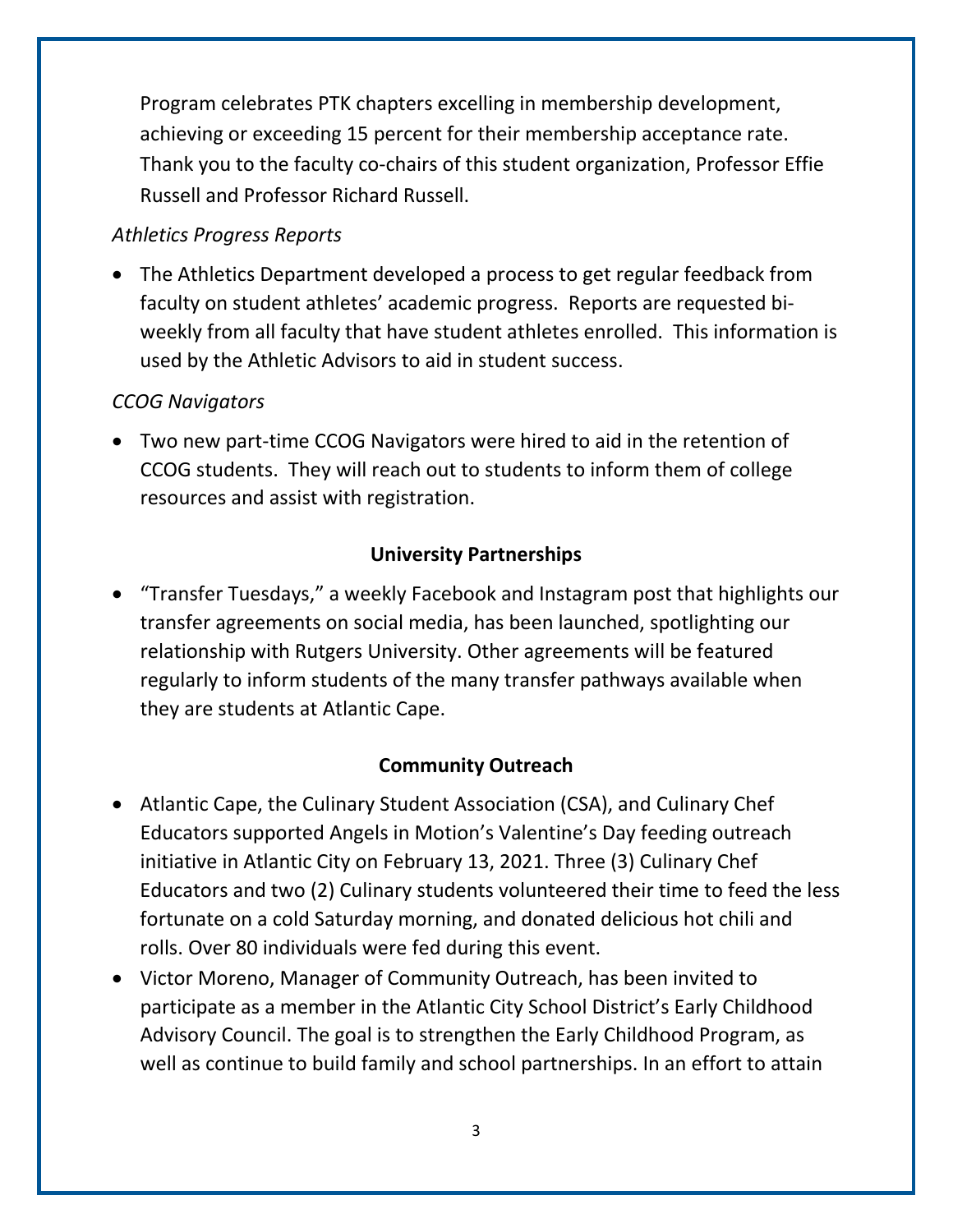Program celebrates PTK chapters excelling in membership development, achieving or exceeding 15 percent for their membership acceptance rate. Thank you to the faculty co-chairs of this student organization, Professor Effie Russell and Professor Richard Russell.

*Athletics Progress Reports*

- The Athletics Department developed a process to get regular feedback from faculty on student athletes' academic progress. Reports are requested bi-weekly from all faculty that have student athletes enrolled. This information is used by the Athletic Advisors to aid in student success.

*CCOG Navigators*

- Two new part-time CCOG Navigators were hired to aid in the retention of CCOG students. They will reach out to students to inform them of college resources and assist with registration.

**University Partnerships**

- "Transfer Tuesdays," a weekly Facebook and Instagram post that highlights our transfer agreements on social media, has been launched, spotlighting our relationship with Rutgers University. Other agreements will be featured regularly to inform students of the many transfer pathways available when they are students at Atlantic Cape.

**Community Outreach**

- Atlantic Cape, the Culinary Student Association (CSA), and Culinary Chef Educators supported Angels in Motion's Valentine's Day feeding outreach initiative in Atlantic City on February 13, 2021. Three (3) Culinary Chef Educators and two (2) Culinary students volunteered their time to feed the less fortunate on a cold Saturday morning, and donated delicious hot chili and rolls. Over 80 individuals were fed during this event.
- Victor Moreno, Manager of Community Outreach, has been invited to participate as a member in the Atlantic City School District's Early Childhood Advisory Council. The goal is to strengthen the Early Childhood Program, as well as continue to build family and school partnerships. In an effort to attain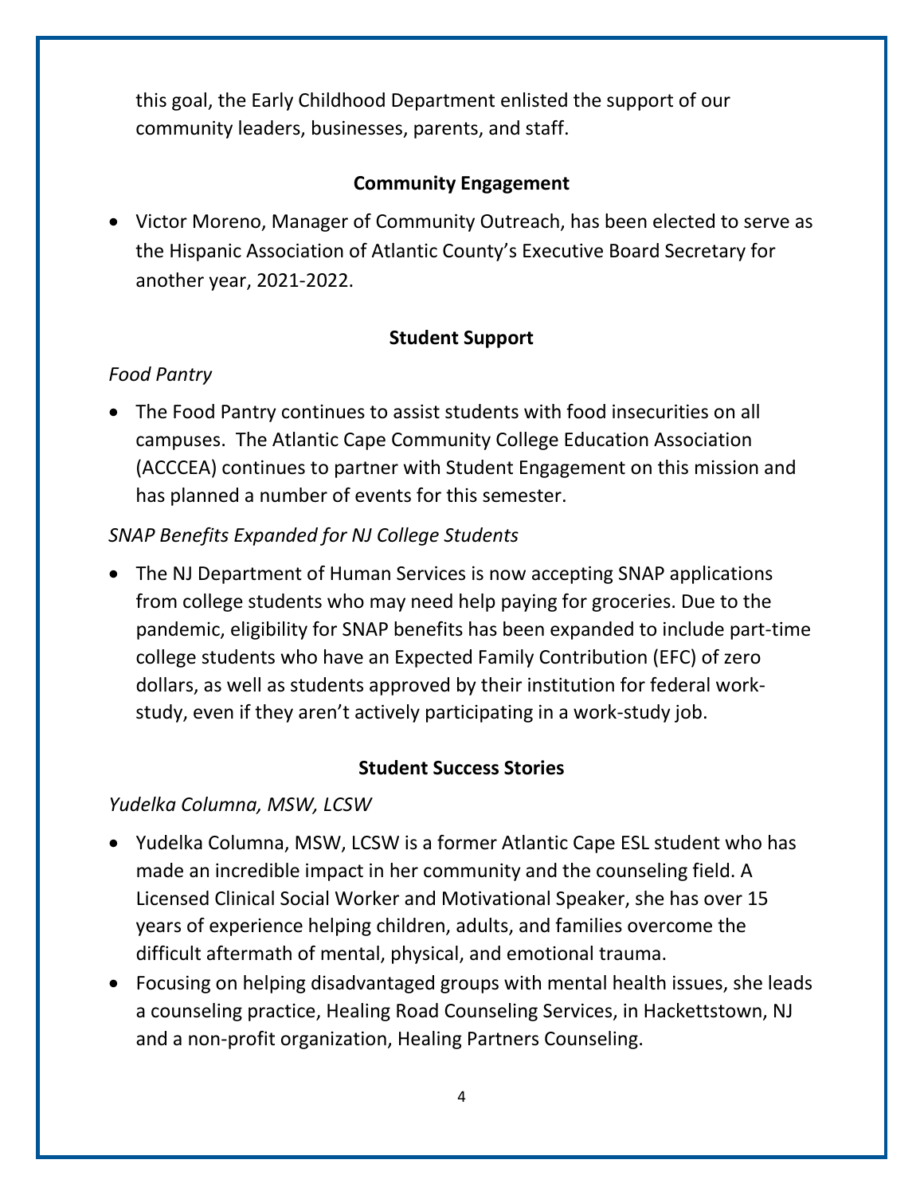this goal, the Early Childhood Department enlisted the support of our community leaders, businesses, parents, and staff.

## Community Engagement

- Victor Moreno, Manager of Community Outreach, has been elected to serve as the Hispanic Association of Atlantic County's Executive Board Secretary for another year, 2021-2022.

## Student Support

*Food Pantry*

- The Food Pantry continues to assist students with food insecurities on all campuses. The Atlantic Cape Community College Education Association (ACCCEA) continues to partner with Student Engagement on this mission and has planned a number of events for this semester.

*SNAP Benefits Expanded for NJ College Students*

- The NJ Department of Human Services is now accepting SNAP applications from college students who may need help paying for groceries. Due to the pandemic, eligibility for SNAP benefits has been expanded to include part-time college students who have an Expected Family Contribution (EFC) of zero dollars, as well as students approved by their institution for federal work-study, even if they aren't actively participating in a work-study job.

## Student Success Stories

*Yudelka Columna, MSW, LCSW*

- Yudelka Columna, MSW, LCSW is a former Atlantic Cape ESL student who has made an incredible impact in her community and the counseling field. A Licensed Clinical Social Worker and Motivational Speaker, she has over 15 years of experience helping children, adults, and families overcome the difficult aftermath of mental, physical, and emotional trauma.
- Focusing on helping disadvantaged groups with mental health issues, she leads a counseling practice, Healing Road Counseling Services, in Hackettstown, NJ and a non-profit organization, Healing Partners Counseling.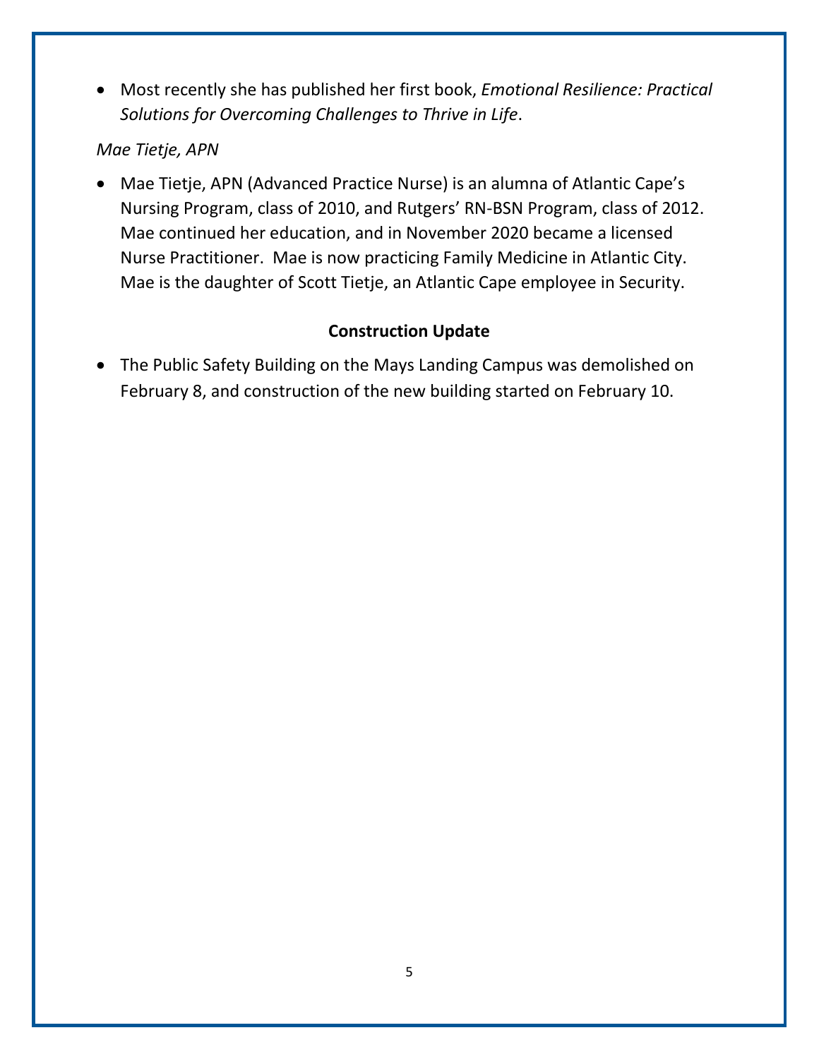- Most recently she has published her first book, *Emotional Resilience: Practical Solutions for Overcoming Challenges to Thrive in Life*.

*Mae Tietje, APN*

- Mae Tietje, APN (Advanced Practice Nurse) is an alumna of Atlantic Cape's Nursing Program, class of 2010, and Rutgers' RN-BSN Program, class of 2012. Mae continued her education, and in November 2020 became a licensed Nurse Practitioner. Mae is now practicing Family Medicine in Atlantic City. Mae is the daughter of Scott Tietje, an Atlantic Cape employee in Security.

## Construction Update

- The Public Safety Building on the Mays Landing Campus was demolished on February 8, and construction of the new building started on February 10.